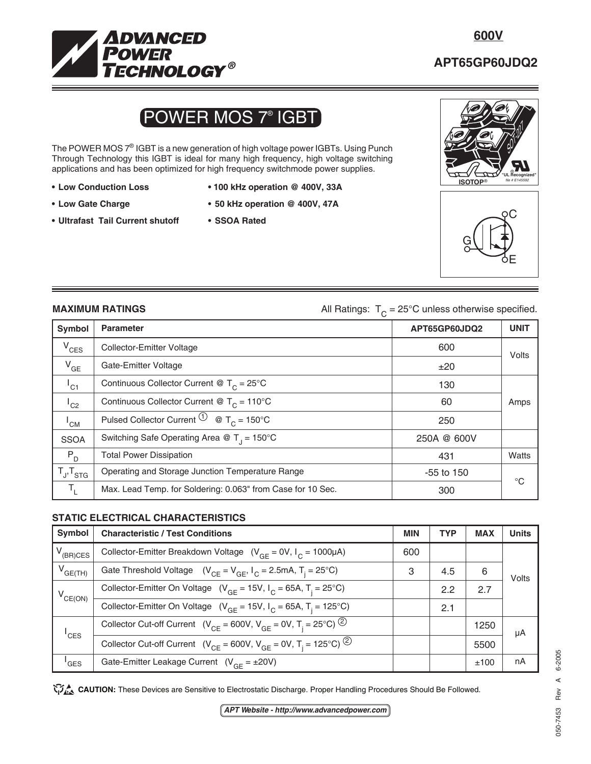**ADVANCED POWER TECHNOLOGY®**

**600V**

**APT65GP60JDQ2**

# POWER MOS 7® IGBT

The POWER MOS 7® IGBT is a new generation of high voltage power IGBTs. Using Punch Through Technology this IGBT is ideal for many high frequency, high voltage switching applications and has been optimized for high frequency switchmode power supplies.

- **Low Conduction Loss**
- **Low Gate Charge**
- **Ultrafast Tail Current shutoff**
- **100 kHz operation @ 400V, 33A**
- **50 kHz operation @ 400V, 47A**
- **SSOA Rated**

ISOTOP® SOT-227 "UL Recognized" file # E145592

## MAXIMUM RATINGS

All Ratings: $T_C = 25°C$ unless otherwise specified.

| Symbol | Parameter | APT65GP60JDQ2 | UNIT |
|---|---|---|---|
| $V_{CES}$ | Collector-Emitter Voltage | 600 | Volts |
| $V_{GE}$ | Gate-Emitter Voltage | ±20 | |
| $I_{C1}$ | Continuous Collector Current @ $T_C = 25°C$ | 130 | Amps |
| $I_{C2}$ | Continuous Collector Current @ $T_C = 110°C$ | 60 | |
| $I_{CM}$ | Pulsed Collector Current ① @ $T_C = 150°C$ | 250 | |
| SSOA | Switching Safe Operating Area @ $T_J = 150°C$ | 250A @ 600V | |
| $P_D$ | Total Power Dissipation | 431 | Watts |
| $T_J, T_{STG}$ | Operating and Storage Junction Temperature Range | -55 to 150 | °C |
| $T_L$ | Max. Lead Temp. for Soldering: 0.063" from Case for 10 Sec. | 300 | |

## STATIC ELECTRICAL CHARACTERISTICS

| Symbol | Characteristic / Test Conditions | MIN | TYP | MAX | Units |
|---|---|---|---|---|---|
| $V_{(BR)CES}$ | Collector-Emitter Breakdown Voltage ($V_{GE} = 0V$, $I_C = 1000\mu A$) | 600 | | | Volts |
| $V_{GE(TH)}$ | Gate Threshold Voltage ($V_{CE} = V_{GE}$, $I_C = 2.5mA$, $T_j = 25°C$) | 3 | 4.5 | 6 | |
| $V_{CE(ON)}$ | Collector-Emitter On Voltage ($V_{GE} = 15V$, $I_C = 65A$, $T_j = 25°C$) | | 2.2 | 2.7 | |
| | Collector-Emitter On Voltage ($V_{GE} = 15V$, $I_C = 65A$, $T_j = 125°C$) | | 2.1 | | |
| $I_{CES}$ | Collector Cut-off Current ($V_{CE} = 600V$, $V_{GE} = 0V$, $T_j = 25°C$) ② | | | 1250 | μA |
| | Collector Cut-off Current ($V_{CE} = 600V$, $V_{GE} = 0V$, $T_j = 125°C$) ② | | | 5500 | |
| $I_{GES}$ | Gate-Emitter Leakage Current ($V_{GE} = ±20V$) | | | ±100 | nA |

**CAUTION:** These Devices are Sensitive to Electrostatic Discharge. Proper Handling Procedures Should Be Followed.

*APT Website - http://www.advancedpower.com*

050-7453 Rev A 6-2005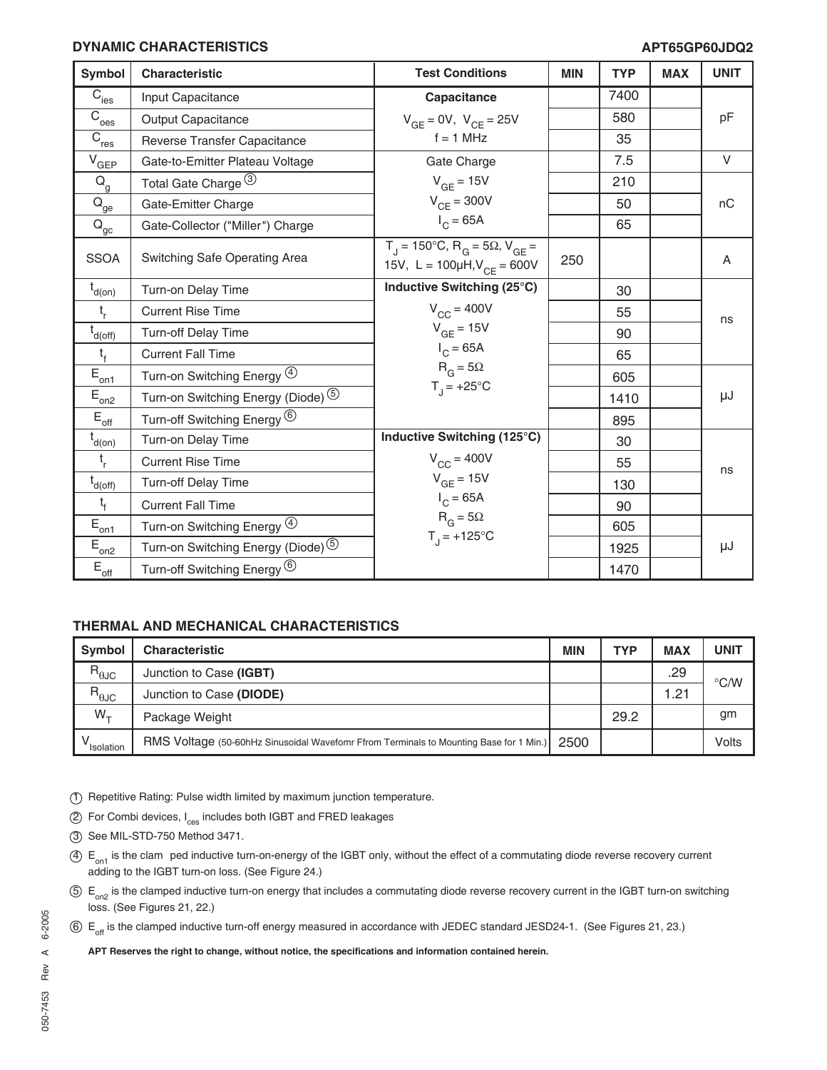## DYNAMIC CHARACTERISTICS

APT65GP60JDQ2

| Symbol | Characteristic | Test Conditions | MIN | TYP | MAX | UNIT |
|---|---|---|---|---|---|---|
| $C_{ies}$ | Input Capacitance | **Capacitance** | | 7400 | | pF |
| $C_{oes}$ | Output Capacitance | $V_{GE}$ = 0V, $V_{CE}$ = 25V | | 580 | | |
| $C_{res}$ | Reverse Transfer Capacitance | f = 1 MHz | | 35 | | |
| $V_{GEP}$ | Gate-to-Emitter Plateau Voltage | Gate Charge | | 7.5 | | V |
| $Q_g$ | Total Gate Charge ③ | $V_{GE}$ = 15V | | 210 | | nC |
| $Q_{ge}$ | Gate-Emitter Charge | $V_{CE}$ = 300V | | 50 | | |
| $Q_{gc}$ | Gate-Collector ("Miller") Charge | $I_C$ = 65A | | 65 | | |
| SSOA | Switching Safe Operating Area | $T_J$ = 150°C, $R_G$ = 5Ω, $V_{GE}$ = 15V, L = 100µH, $V_{CE}$ = 600V | 250 | | | A |
| $t_{d(on)}$ | Turn-on Delay Time | **Inductive Switching (25°C)** | | 30 | | ns |
| $t_r$ | Current Rise Time | $V_{CC}$ = 400V | | 55 | | |
| $t_{d(off)}$ | Turn-off Delay Time | $V_{GE}$ = 15V | | 90 | | |
| $t_f$ | Current Fall Time | $I_C$ = 65A | | 65 | | |
| $E_{on1}$ | Turn-on Switching Energy ④ | $R_G$ = 5Ω | | 605 | | µJ |
| $E_{on2}$ | Turn-on Switching Energy (Diode) ⑤ | $T_J$ = +25°C | | 1410 | | |
| $E_{off}$ | Turn-off Switching Energy ⑥ | | | 895 | | |
| $t_{d(on)}$ | Turn-on Delay Time | **Inductive Switching (125°C)** | | 30 | | ns |
| $t_r$ | Current Rise Time | $V_{CC}$ = 400V | | 55 | | |
| $t_{d(off)}$ | Turn-off Delay Time | $V_{GE}$ = 15V | | 130 | | |
| $t_f$ | Current Fall Time | $I_C$ = 65A | | 90 | | |
| $E_{on1}$ | Turn-on Switching Energy ④ | $R_G$ = 5Ω | | 605 | | µJ |
| $E_{on2}$ | Turn-on Switching Energy (Diode) ⑤ | $T_J$ = +125°C | | 1925 | | |
| $E_{off}$ | Turn-off Switching Energy ⑥ | | | 1470 | | |

## THERMAL AND MECHANICAL CHARACTERISTICS

| Symbol | Characteristic | MIN | TYP | MAX | UNIT |
|---|---|---|---|---|---|
| $R_{\theta JC}$ | Junction to Case **(IGBT)** | | | .29 | °C/W |
| $R_{\theta JC}$ | Junction to Case **(DIODE)** | | | 1.21 | |
| $W_T$ | Package Weight | | 29.2 | | gm |
| $V_{Isolation}$ | RMS Voltage (50-60hHz Sinusoidal Wavefomr Ffrom Terminals to Mounting Base for 1 Min.) | 2500 | | | Volts |

① Repetitive Rating: Pulse width limited by maximum junction temperature.

② For Combi devices, $I_{ces}$ includes both IGBT and FRED leakages

③ See MIL-STD-750 Method 3471.

④ $E_{on1}$ is the clam ped inductive turn-on-energy of the IGBT only, without the effect of a commutating diode reverse recovery current adding to the IGBT turn-on loss. (See Figure 24.)

⑤ $E_{on2}$ is the clamped inductive turn-on energy that includes a commutating diode reverse recovery current in the IGBT turn-on switching loss. (See Figures 21, 22.)

⑥ $E_{off}$ is the clamped inductive turn-off energy measured in accordance with JEDEC standard JESD24-1. (See Figures 21, 23.)

**APT Reserves the right to change, without notice, the specifications and information contained herein.**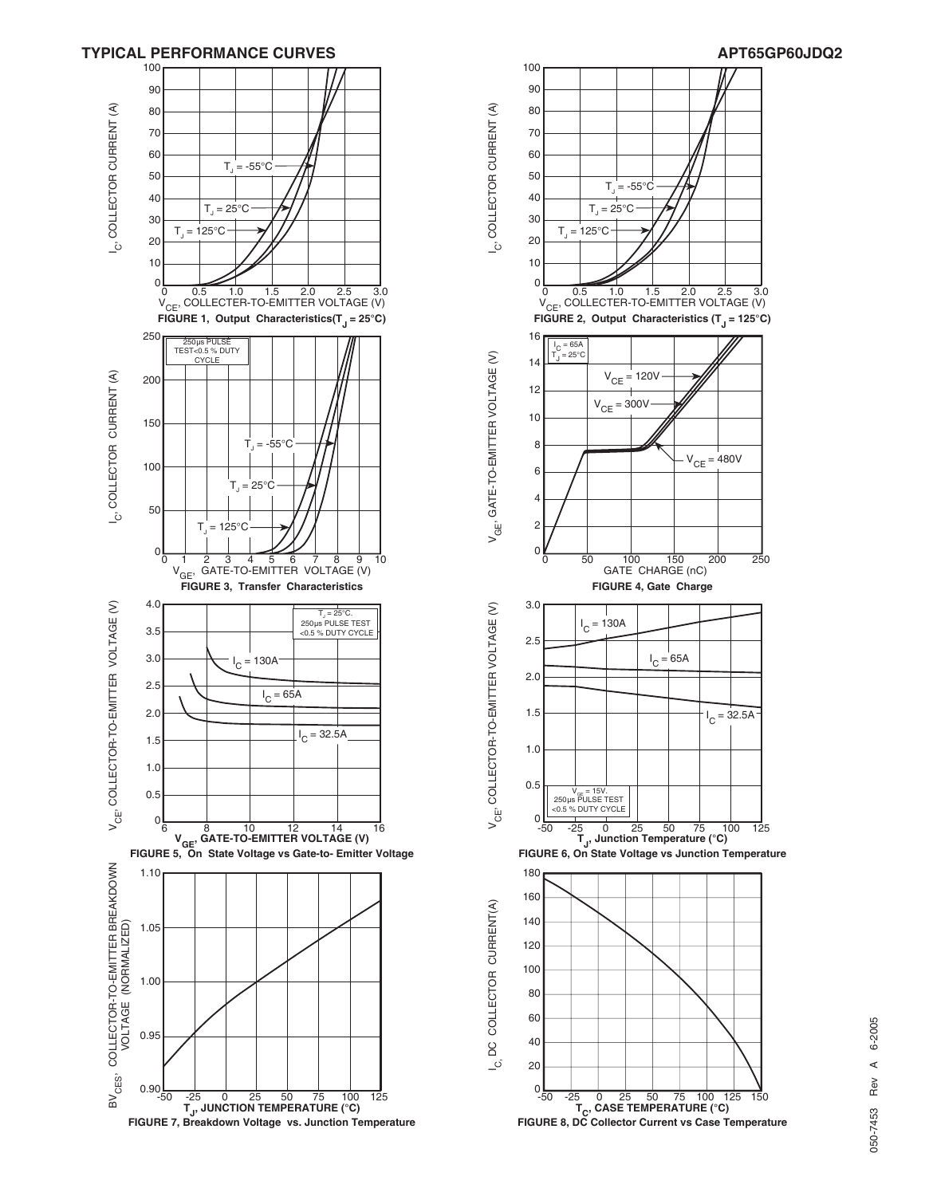## TYPICAL PERFORMANCE CURVES

APT65GP60JDQ2

$T_J$ = -55°C

$T_J$ = 25°C

$T_J$ = 125°C

$I_C$, COLLECTOR CURRENT (A)

$V_{CE}$, COLLECTER-TO-EMITTER VOLTAGE (V)

**FIGURE 1, Output Characteristics($T_J$ = 25°C)**

$T_J$ = -55°C

$T_J$ = 25°C

$T_J$ = 125°C

$I_C$, COLLECTOR CURRENT (A)

$V_{CE}$, COLLECTER-TO-EMITTER VOLTAGE (V)

**FIGURE 2, Output Characteristics ($T_J$ = 125°C)**

250μs PULSE TEST<0.5 % DUTY CYCLE

$T_J$ = -55°C

$T_J$ = 25°C

$T_J$ = 125°C

$I_C$, COLLECTOR CURRENT (A)

$V_{GE}$, GATE-TO-EMITTER VOLTAGE (V)

**FIGURE 3, Transfer Characteristics**

$I_C$ = 65A
$T_J$ = 25°C

$V_{CE}$ = 120V

$V_{CE}$ = 300V

$V_{CE}$ = 480V

$V_{GE}$, GATE-TO-EMITTER VOLTAGE (V)

GATE CHARGE (nC)

**FIGURE 4, Gate Charge**

$T_J$ = 25°C.
250μs PULSE TEST
<0.5 % DUTY CYCLE

$I_C$ = 130A

$I_C$ = 65A

$I_C$ = 32.5A

$V_{CE}$, COLLECTOR-TO-EMITTER VOLTAGE (V)

$V_{GE}$, GATE-TO-EMITTER VOLTAGE (V)

**FIGURE 5, On State Voltage vs Gate-to- Emitter Voltage**

$I_C$ = 130A

$I_C$ = 65A

$I_C$ = 32.5A

$V_{GE}$ = 15V.
250μs PULSE TEST
<0.5 % DUTY CYCLE

$V_{CE}$, COLLECTOR-TO-EMITTER VOLTAGE (V)

$T_J$, Junction Temperature (°C)

**FIGURE 6, On State Voltage vs Junction Temperature**

$BV_{CES}$, COLLECTOR-TO-EMITTER BREAKDOWN VOLTAGE (NORMALIZED)

$T_J$, JUNCTION TEMPERATURE (°C)

**FIGURE 7, Breakdown Voltage vs. Junction Temperature**

$I_C$, DC COLLECTOR CURRENT(A)

$T_C$, CASE TEMPERATURE (°C)

**FIGURE 8, DC Collector Current vs Case Temperature**

050-7453 Rev A 6-2005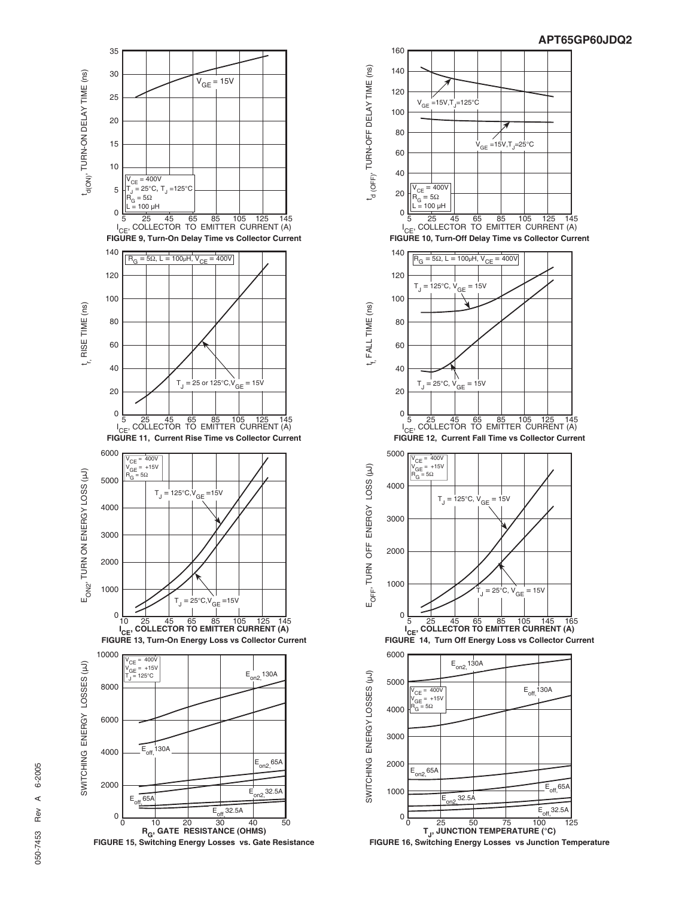FIGURE 9, Turn-On Delay Time vs Collector Current

FIGURE 10, Turn-Off Delay Time vs Collector Current

FIGURE 11, Current Rise Time vs Collector Current

FIGURE 12, Current Fall Time vs Collector Current

FIGURE 13, Turn-On Energy Loss vs Collector Current

FIGURE 14, Turn Off Energy Loss vs Collector Current

FIGURE 15, Switching Energy Losses vs. Gate Resistance

FIGURE 16, Switching Energy Losses vs Junction Temperature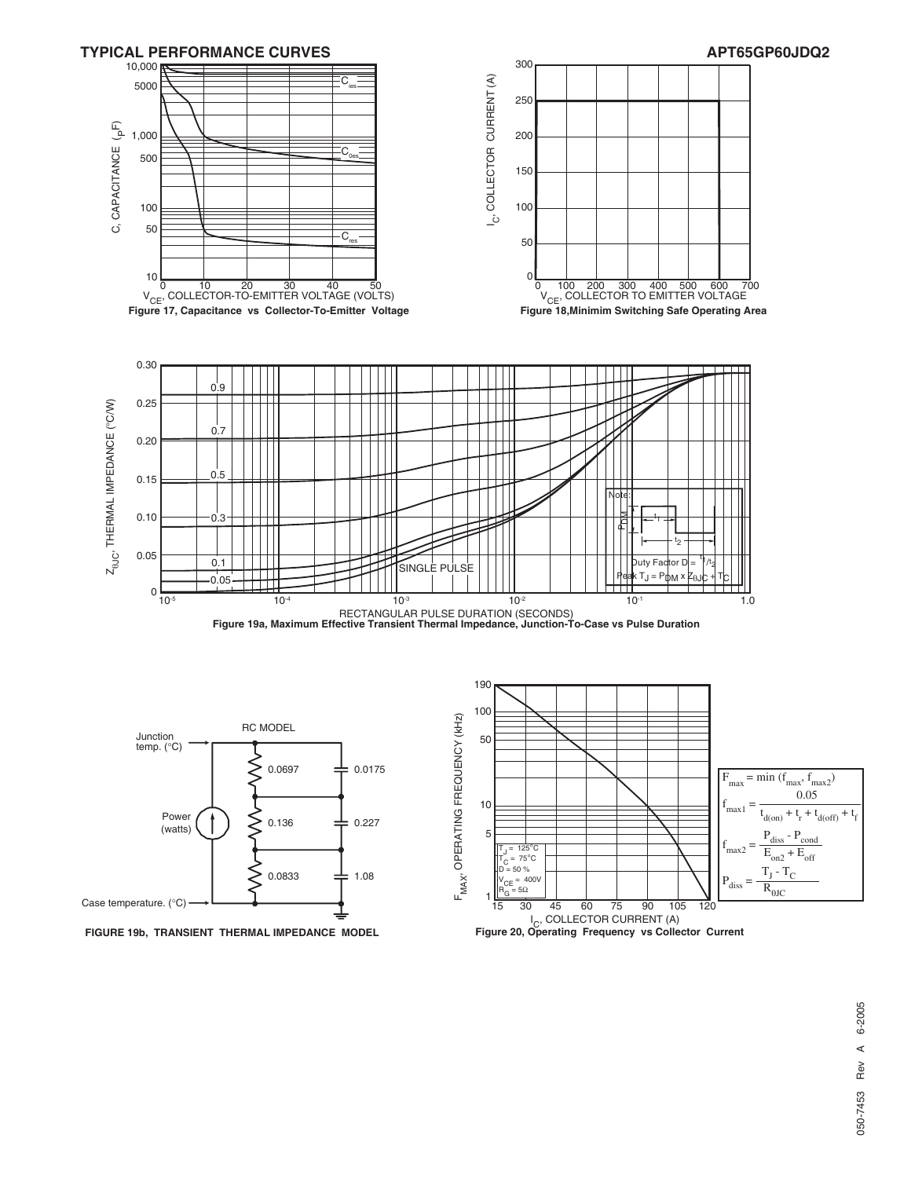## TYPICAL PERFORMANCE CURVES

Figure 17, Capacitance vs Collector-To-Emitter Voltage

Figure 18, Minimim Switching Safe Operating Area

Figure 19a, Maximum Effective Transient Thermal Impedance, Junction-To-Case vs Pulse Duration

Note: Duty Factor $D = t_1/t_2$; Peak $T_J = P_{DM} \times Z_{\theta JC} + T_C$

FIGURE 19b, TRANSIENT THERMAL IMPEDANCE MODEL

RC MODEL: Junction temp. (°C); Power (watts); Case temperature. (°C)

| Resistance | Capacitance |
|---|---|
| 0.0697 | 0.0175 |
| 0.136 | 0.227 |
| 0.0833 | 1.08 |

Figure 20, Operating Frequency vs Collector Current

$T_J$ = 125°C, $T_C$ = 75°C, D = 50 %, $V_{CE}$ = 400V, $R_G$ = 5Ω

$$F_{max} = \min(f_{max}, f_{max2})$$

$$f_{max1} = \frac{0.05}{t_{d(on)} + t_r + t_{d(off)} + t_f}$$

$$f_{max2} = \frac{P_{diss} - P_{cond}}{E_{on2} + E_{off}}$$

$$P_{diss} = \frac{T_J - T_C}{R_{\theta JC}}$$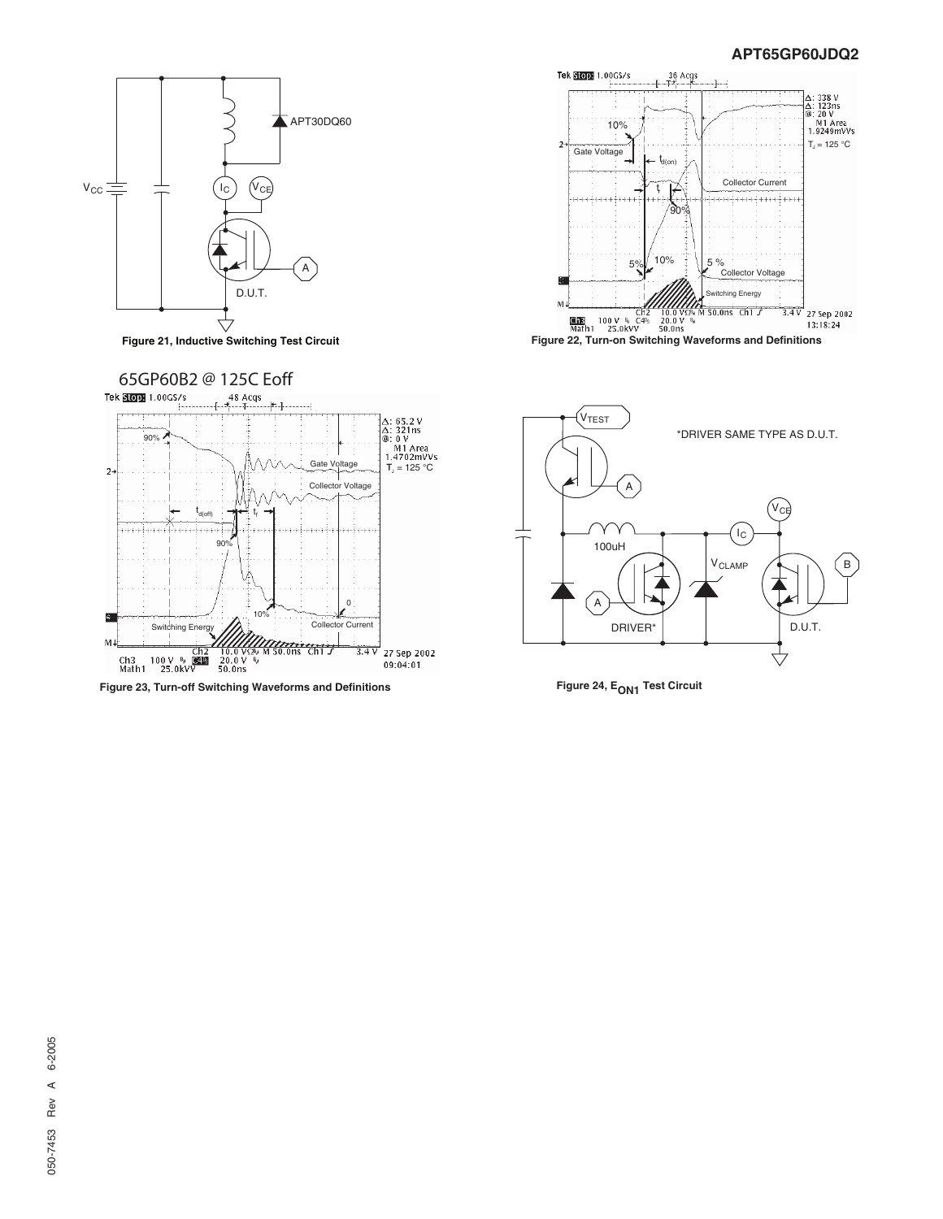Figure 21, Inductive Switching Test Circuit

Figure 22, Turn-on Switching Waveforms and Definitions

65GP60B2 @ 125C Eoff

Figure 23, Turn-off Switching Waveforms and Definitions

Figure 24, $E_{ON1}$ Test Circuit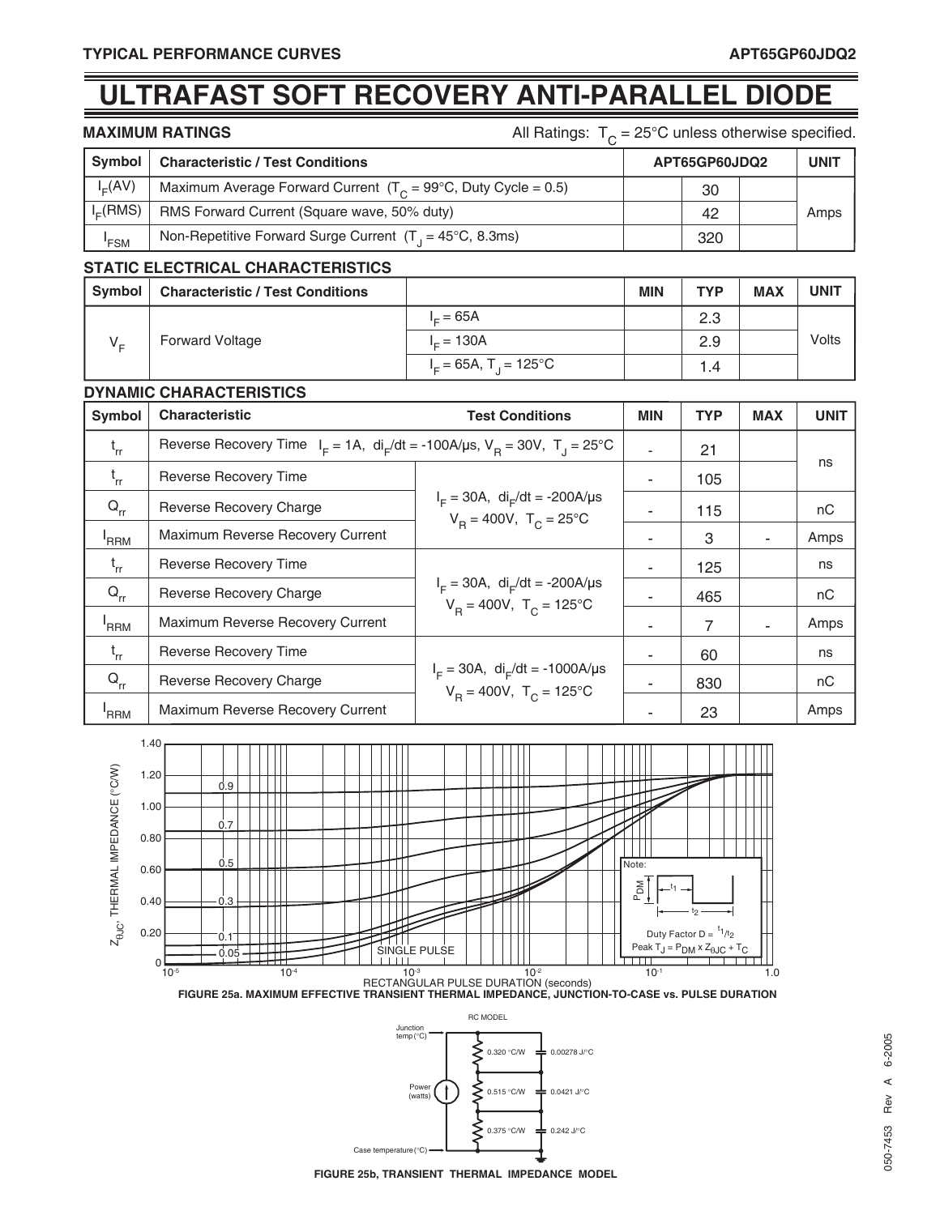# ULTRAFAST SOFT RECOVERY ANTI-PARALLEL DIODE

## MAXIMUM RATINGS

All Ratings: $T_C$ = 25°C unless otherwise specified.

| Symbol | Characteristic / Test Conditions | APT65GP60JDQ2 | UNIT |
|---|---|---|---|
| $I_F(AV)$ | Maximum Average Forward Current ($T_C$ = 99°C, Duty Cycle = 0.5) | 30 | Amps |
| $I_F(RMS)$ | RMS Forward Current (Square wave, 50% duty) | 42 | |
| $I_{FSM}$ | Non-Repetitive Forward Surge Current ($T_J$ = 45°C, 8.3ms) | 320 | |

## STATIC ELECTRICAL CHARACTERISTICS

| Symbol | Characteristic / Test Conditions | | MIN | TYP | MAX | UNIT |
|---|---|---|---|---|---|---|
| $V_F$ | Forward Voltage | $I_F$ = 65A | | 2.3 | | Volts |
| | | $I_F$ = 130A | | 2.9 | | |
| | | $I_F$ = 65A, $T_J$ = 125°C | | 1.4 | | |

## DYNAMIC CHARACTERISTICS

| Symbol | Characteristic | Test Conditions | MIN | TYP | MAX | UNIT |
|---|---|---|---|---|---|---|
| $t_{rr}$ | Reverse Recovery Time | $I_F$ = 1A, $di_F/dt$ = -100A/µs, $V_R$ = 30V, $T_J$ = 25°C | - | 21 | | ns |
| $t_{rr}$ | Reverse Recovery Time | $I_F$ = 30A, $di_F/dt$ = -200A/µs $V_R$ = 400V, $T_C$ = 25°C | - | 105 | | |
| $Q_{rr}$ | Reverse Recovery Charge | | - | 115 | | nC |
| $I_{RRM}$ | Maximum Reverse Recovery Current | | - | 3 | - | Amps |
| $t_{rr}$ | Reverse Recovery Time | $I_F$ = 30A, $di_F/dt$ = -200A/µs $V_R$ = 400V, $T_C$ = 125°C | - | 125 | | ns |
| $Q_{rr}$ | Reverse Recovery Charge | | - | 465 | | nC |
| $I_{RRM}$ | Maximum Reverse Recovery Current | | - | 7 | - | Amps |
| $t_{rr}$ | Reverse Recovery Time | $I_F$ = 30A, $di_F/dt$ = -1000A/µs $V_R$ = 400V, $T_C$ = 125°C | - | 60 | | ns |
| $Q_{rr}$ | Reverse Recovery Charge | | - | 830 | | nC |
| $I_{RRM}$ | Maximum Reverse Recovery Current | | - | 23 | | Amps |

FIGURE 25a. MAXIMUM EFFECTIVE TRANSIENT THERMAL IMPEDANCE, JUNCTION-TO-CASE vs. PULSE DURATION

FIGURE 25b, TRANSIENT THERMAL IMPEDANCE MODEL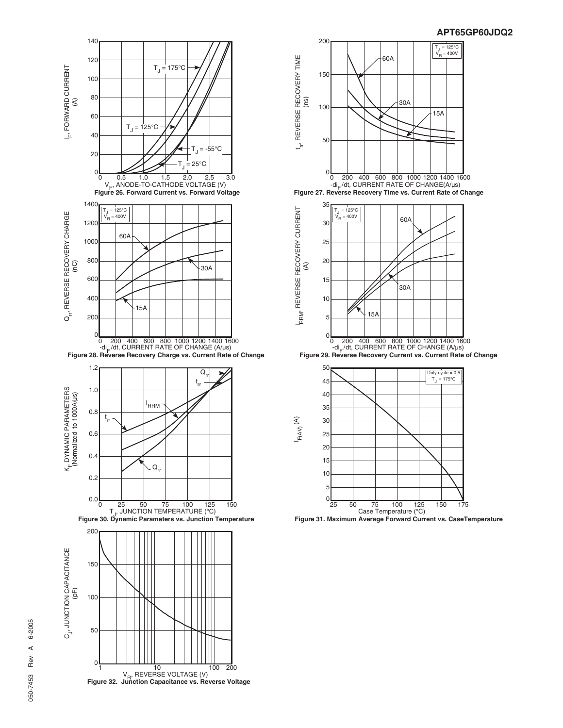Figure 26. Forward Current vs. Forward Voltage

Figure 27. Reverse Recovery Time vs. Current Rate of Change

Figure 28. Reverse Recovery Charge vs. Current Rate of Change

Figure 29. Reverse Recovery Current vs. Current Rate of Change

Figure 30. Dynamic Parameters vs. Junction Temperature

Figure 31. Maximum Average Forward Current vs. CaseTemperature

Figure 32. Junction Capacitance vs. Reverse Voltage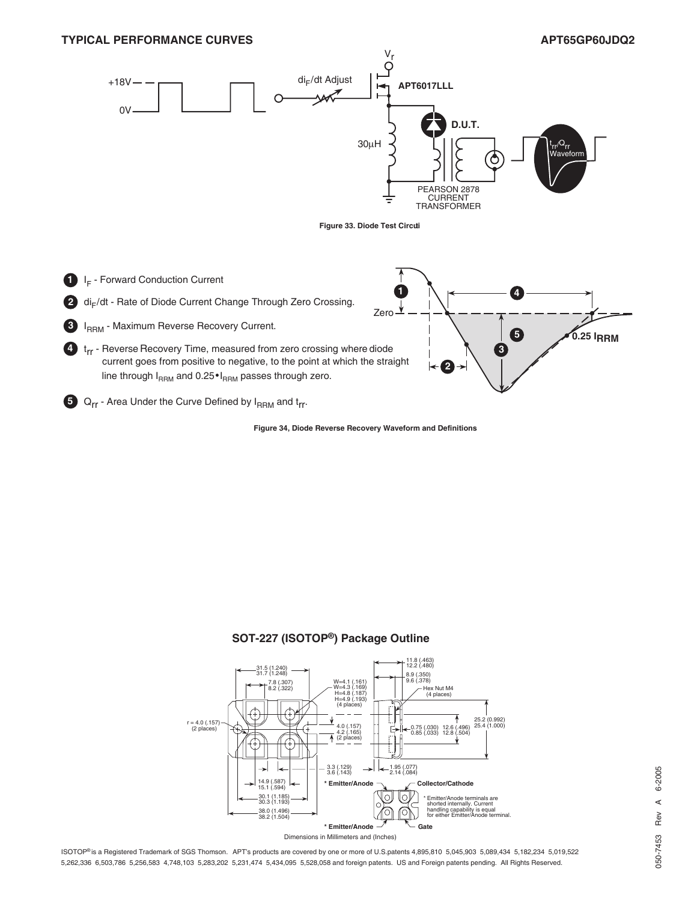V_r

+18V

0V

$di_F$/dt Adjust

APT6017LLL

D.U.T.

30μH

PEARSON 2878 CURRENT TRANSFORMER

$t_{rr}/Q_{rr}$ Waveform

**Figure 33. Diode Test Circuti**

1. $I_F$ - Forward Conduction Current
2. $di_F/dt$ - Rate of Diode Current Change Through Zero Crossing.
3. $I_{RRM}$ - Maximum Reverse Recovery Current.
4. $t_{rr}$ - Reverse Recovery Time, measured from zero crossing where diode current goes from positive to negative, to the point at which the straight line through $I_{RRM}$ and $0.25 \cdot I_{RRM}$ passes through zero.
5. $Q_{rr}$ - Area Under the Curve Defined by $I_{RRM}$ and $t_{rr}$.

Zero

0.25 $I_{RRM}$

**Figure 34, Diode Reverse Recovery Waveform and Definitions**

## SOT-227 (ISOTOP®) Package Outline

31.5 (1.240)
31.7 (1.248)

7.8 (.307)
8.2 (.322)

W=4.1 (.161)
W=4.3 (.169)
H=4.8 (.187)
H=4.9 (.193)
(4 places)

r = 4.0 (.157)
(2 places)

4.0 (.157)
4.2 (.165)
(2 places)

3.3 (.129)
3.6 (.143)

14.9 (.587)
15.1 (.594)

30.1 (1.185)
30.3 (1.193)

38.0 (1.496)
38.2 (1.504)

11.8 (.463)
12.2 (.480)

8.9 (.350)
9.6 (.378)

Hex Nut M4
(4 places)

0.75 (.030)
0.85 (.033)

12.6 (.496)
12.8 (.504)

25.2 (0.992)
25.4 (1.000)

1.95 (.077)
2.14 (.084)

* Emitter/Anode

Collector/Cathode

* Emitter/Anode terminals are shorted internally. Current handling capability is equal for either Emitter/Anode terminal.

* Emitter/Anode

Gate

Dimensions in Millimeters and (Inches)

ISOTOP® is a Registered Trademark of SGS Thomson. APT's products are covered by one or more of U.S.patents 4,895,810 5,045,903 5,089,434 5,182,234 5,019,522 5,262,336 6,503,786 5,256,583 4,748,103 5,283,202 5,231,474 5,434,095 5,528,058 and foreign patents. US and Foreign patents pending. All Rights Reserved.

050-7453 Rev A 6-2005